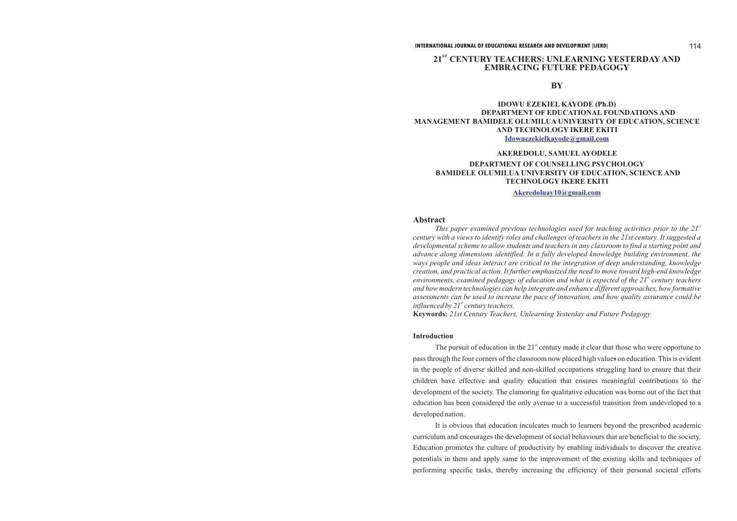# 21[ST] CENTURY TEACHERS: UNLEARNING YESTERDAY AND EMBRACING FUTURE PEDAGOGY

**BY**

**IDOWU EZEKIEL KAYODE (Ph.D)**
**DEPARTMENT OF EDUCATIONAL FOUNDATIONS AND MANAGEMENT BAMIDELE OLUMILUA UNIVERSITY OF EDUCATION, SCIENCE AND TECHNOLOGY IKERE EKITI**
**Idowuezekielkayode@gmail.com**

**AKEREDOLU, SAMUEL AYODELE**
**DEPARTMENT OF COUNSELLING PSYCHOLOGY**
**BAMIDELE OLUMILUA UNIVERSITY OF EDUCATION, SCIENCE AND TECHNOLOGY IKERE EKITI**
**Akeredoluay10@gmail.com**

## Abstract

*This paper examined previous technologies used for teaching activities prior to the 21[st] century with a views to identify roles and challenges of teachers in the 21st century. It suggested a developmental scheme to allow students and teachers in any classroom to find a starting point and advance along dimensions identified. In a fully developed knowledge building environment, the ways people and ideas interact are critical to the integration of deep understanding, knowledge creation, and practical action. It further emphasized the need to move toward high-end knowledge environments, examined pedagogy of education and what is expected of the 21[st] century teachers and how modern technologies can help integrate and enhance different approaches, how formative assessments can be used to increase the pace of innovation, and how quality assurance could be influenced by 21[st] century teachers.*

**Keywords:** *21st Century Teachers, Unlearning Yesterday and Future Pedagogy*

### Introduction

The pursuit of education in the 21[st] century made it clear that those who were opportune to pass through the four corners of the classroom now placed high values on education. This is evident in the people of diverse skilled and non-skilled occupations struggling hard to ensure that their children have effective and quality education that ensures meaningful contributions to the development of the society. The clamoring for qualitative education was borne out of the fact that education has been considered the only avenue to a successful transition from undeveloped to a developed nation.

It is obvious that education inculcates much to learners beyond the prescribed academic curriculum and encourages the development of social behaviours that are beneficial to the society. Education promotes the culture of productivity by enabling individuals to discover the creative potentials in them and apply same to the improvement of the existing skills and techniques of performing specific tasks, thereby increasing the efficiency of their personal societal efforts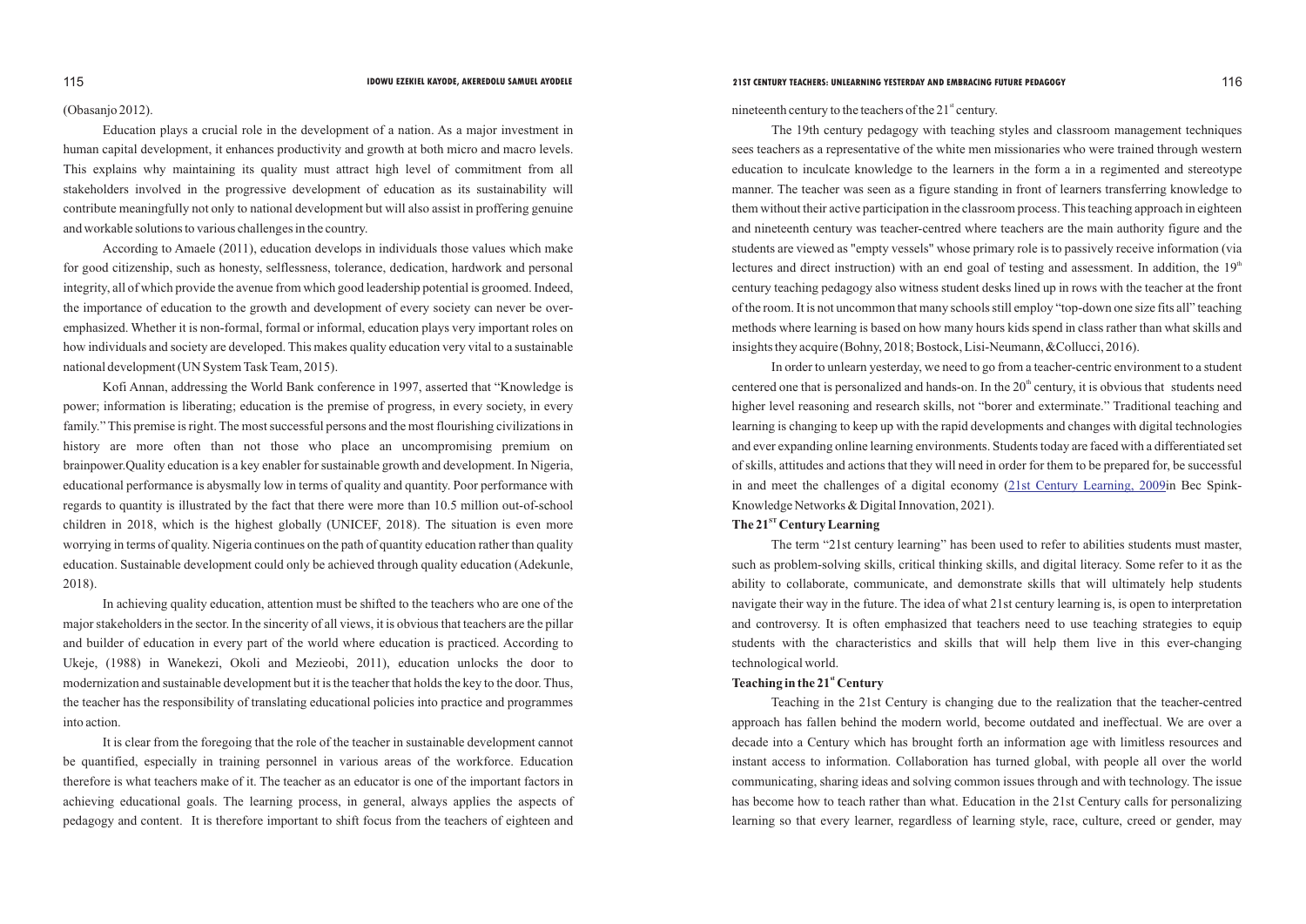(Obasanjo 2012).

Education plays a crucial role in the development of a nation. As a major investment in human capital development, it enhances productivity and growth at both micro and macro levels. This explains why maintaining its quality must attract high level of commitment from all stakeholders involved in the progressive development of education as its sustainability will contribute meaningfully not only to national development but will also assist in proffering genuine and workable solutions to various challenges in the country.

According to Amaele (2011), education develops in individuals those values which make for good citizenship, such as honesty, selflessness, tolerance, dedication, hardwork and personal integrity, all of which provide the avenue from which good leadership potential is groomed. Indeed, the importance of education to the growth and development of every society can never be over-emphasized. Whether it is non-formal, formal or informal, education plays very important roles on how individuals and society are developed. This makes quality education very vital to a sustainable national development (UN System Task Team, 2015).

Kofi Annan, addressing the World Bank conference in 1997, asserted that "Knowledge is power; information is liberating; education is the premise of progress, in every society, in every family." This premise is right. The most successful persons and the most flourishing civilizations in history are more often than not those who place an uncompromising premium on brainpower.Quality education is a key enabler for sustainable growth and development. In Nigeria, educational performance is abysmally low in terms of quality and quantity. Poor performance with regards to quantity is illustrated by the fact that there were more than 10.5 million out-of-school children in 2018, which is the highest globally (UNICEF, 2018). The situation is even more worrying in terms of quality. Nigeria continues on the path of quantity education rather than quality education. Sustainable development could only be achieved through quality education (Adekunle, 2018).

In achieving quality education, attention must be shifted to the teachers who are one of the major stakeholders in the sector. In the sincerity of all views, it is obvious that teachers are the pillar and builder of education in every part of the world where education is practiced. According to Ukeje, (1988) in Wanekezi, Okoli and Mezieobi, 2011), education unlocks the door to modernization and sustainable development but it is the teacher that holds the key to the door. Thus, the teacher has the responsibility of translating educational policies into practice and programmes into action.

It is clear from the foregoing that the role of the teacher in sustainable development cannot be quantified, especially in training personnel in various areas of the workforce. Education therefore is what teachers make of it. The teacher as an educator is one of the important factors in achieving educational goals. The learning process, in general, always applies the aspects of pedagogy and content. It is therefore important to shift focus from the teachers of eighteen and nineteenth century to the teachers of the 21st century.

The 19th century pedagogy with teaching styles and classroom management techniques sees teachers as a representative of the white men missionaries who were trained through western education to inculcate knowledge to the learners in the form a in a regimented and stereotype manner. The teacher was seen as a figure standing in front of learners transferring knowledge to them without their active participation in the classroom process. This teaching approach in eighteen and nineteenth century was teacher-centred where teachers are the main authority figure and the students are viewed as "empty vessels" whose primary role is to passively receive information (via lectures and direct instruction) with an end goal of testing and assessment. In addition, the 19th century teaching pedagogy also witness student desks lined up in rows with the teacher at the front of the room. It is not uncommon that many schools still employ "top-down one size fits all" teaching methods where learning is based on how many hours kids spend in class rather than what skills and insights they acquire (Bohny, 2018; Bostock, Lisi-Neumann, &Collucci, 2016).

In order to unlearn yesterday, we need to go from a teacher-centric environment to a student centered one that is personalized and hands-on. In the 20th century, it is obvious that students need higher level reasoning and research skills, not "borer and exterminate." Traditional teaching and learning is changing to keep up with the rapid developments and changes with digital technologies and ever expanding online learning environments. Students today are faced with a differentiated set of skills, attitudes and actions that they will need in order for them to be prepared for, be successful in and meet the challenges of a digital economy (21st Century Learning, 2009in Bec Spink-Knowledge Networks & Digital Innovation, 2021).

**The 21ST Century Learning**

The term "21st century learning" has been used to refer to abilities students must master, such as problem-solving skills, critical thinking skills, and digital literacy. Some refer to it as the ability to collaborate, communicate, and demonstrate skills that will ultimately help students navigate their way in the future. The idea of what 21st century learning is, is open to interpretation and controversy. It is often emphasized that teachers need to use teaching strategies to equip students with the characteristics and skills that will help them live in this ever-changing technological world.

**Teaching in the 21st Century**

Teaching in the 21st Century is changing due to the realization that the teacher-centred approach has fallen behind the modern world, become outdated and ineffectual. We are over a decade into a Century which has brought forth an information age with limitless resources and instant access to information. Collaboration has turned global, with people all over the world communicating, sharing ideas and solving common issues through and with technology. The issue has become how to teach rather than what. Education in the 21st Century calls for personalizing learning so that every learner, regardless of learning style, race, culture, creed or gender, may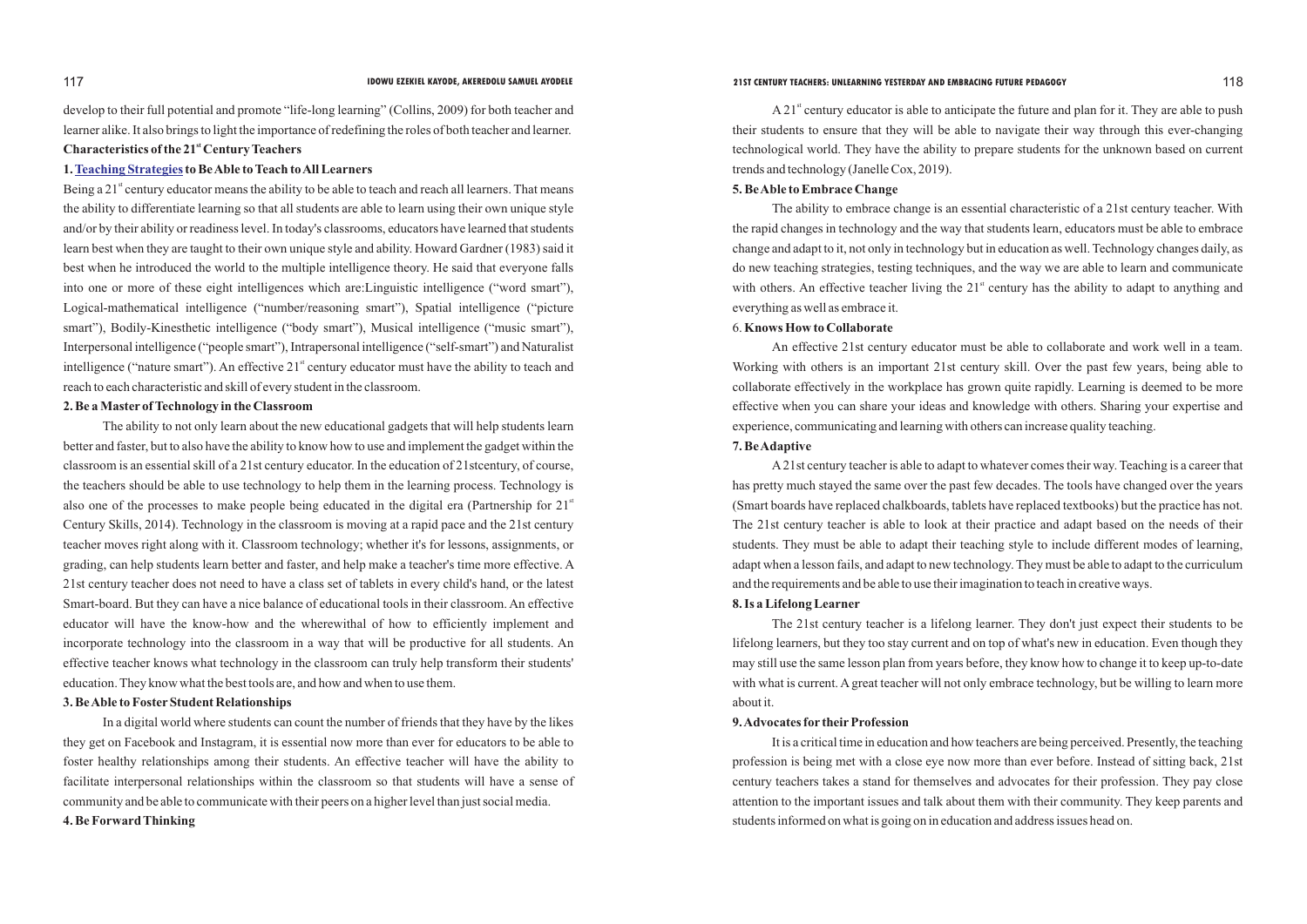develop to their full potential and promote "life-long learning" (Collins, 2009) for both teacher and learner alike. It also brings to light the importance of redefining the roles of both teacher and learner.

## Characteristics of the 21st Century Teachers

### 1. Teaching Strategies to Be Able to Teach to All Learners

Being a 21st century educator means the ability to be able to teach and reach all learners. That means the ability to differentiate learning so that all students are able to learn using their own unique style and/or by their ability or readiness level. In today's classrooms, educators have learned that students learn best when they are taught to their own unique style and ability. Howard Gardner (1983) said it best when he introduced the world to the multiple intelligence theory. He said that everyone falls into one or more of these eight intelligences which are:Linguistic intelligence ("word smart"), Logical-mathematical intelligence ("number/reasoning smart"), Spatial intelligence ("picture smart"), Bodily-Kinesthetic intelligence ("body smart"), Musical intelligence ("music smart"), Interpersonal intelligence ("people smart"), Intrapersonal intelligence ("self-smart") and Naturalist intelligence ("nature smart"). An effective 21st century educator must have the ability to teach and reach to each characteristic and skill of every student in the classroom.

### 2. Be a Master of Technology in the Classroom

The ability to not only learn about the new educational gadgets that will help students learn better and faster, but to also have the ability to know how to use and implement the gadget within the classroom is an essential skill of a 21st century educator. In the education of 21stcentury, of course, the teachers should be able to use technology to help them in the learning process. Technology is also one of the processes to make people being educated in the digital era (Partnership for 21st Century Skills, 2014). Technology in the classroom is moving at a rapid pace and the 21st century teacher moves right along with it. Classroom technology; whether it's for lessons, assignments, or grading, can help students learn better and faster, and help make a teacher's time more effective. A 21st century teacher does not need to have a class set of tablets in every child's hand, or the latest Smart-board. But they can have a nice balance of educational tools in their classroom. An effective educator will have the know-how and the wherewithal of how to efficiently implement and incorporate technology into the classroom in a way that will be productive for all students. An effective teacher knows what technology in the classroom can truly help transform their students' education. They know what the best tools are, and how and when to use them.

### 3. Be Able to Foster Student Relationships

In a digital world where students can count the number of friends that they have by the likes they get on Facebook and Instagram, it is essential now more than ever for educators to be able to foster healthy relationships among their students. An effective teacher will have the ability to facilitate interpersonal relationships within the classroom so that students will have a sense of community and be able to communicate with their peers on a higher level than just social media.

### 4. Be Forward Thinking

A 21st century educator is able to anticipate the future and plan for it. They are able to push their students to ensure that they will be able to navigate their way through this ever-changing technological world. They have the ability to prepare students for the unknown based on current trends and technology (Janelle Cox, 2019).

### 5. Be Able to Embrace Change

The ability to embrace change is an essential characteristic of a 21st century teacher. With the rapid changes in technology and the way that students learn, educators must be able to embrace change and adapt to it, not only in technology but in education as well. Technology changes daily, as do new teaching strategies, testing techniques, and the way we are able to learn and communicate with others. An effective teacher living the 21st century has the ability to adapt to anything and everything as well as embrace it.

### 6. Knows How to Collaborate

An effective 21st century educator must be able to collaborate and work well in a team. Working with others is an important 21st century skill. Over the past few years, being able to collaborate effectively in the workplace has grown quite rapidly. Learning is deemed to be more effective when you can share your ideas and knowledge with others. Sharing your expertise and experience, communicating and learning with others can increase quality teaching.

### 7. Be Adaptive

A 21st century teacher is able to adapt to whatever comes their way. Teaching is a career that has pretty much stayed the same over the past few decades. The tools have changed over the years (Smart boards have replaced chalkboards, tablets have replaced textbooks) but the practice has not. The 21st century teacher is able to look at their practice and adapt based on the needs of their students. They must be able to adapt their teaching style to include different modes of learning, adapt when a lesson fails, and adapt to new technology. They must be able to adapt to the curriculum and the requirements and be able to use their imagination to teach in creative ways.

### 8. Is a Lifelong Learner

The 21st century teacher is a lifelong learner. They don't just expect their students to be lifelong learners, but they too stay current and on top of what's new in education. Even though they may still use the same lesson plan from years before, they know how to change it to keep up-to-date with what is current. A great teacher will not only embrace technology, but be willing to learn more about it.

### 9. Advocates for their Profession

It is a critical time in education and how teachers are being perceived. Presently, the teaching profession is being met with a close eye now more than ever before. Instead of sitting back, 21st century teachers takes a stand for themselves and advocates for their profession. They pay close attention to the important issues and talk about them with their community. They keep parents and students informed on what is going on in education and address issues head on.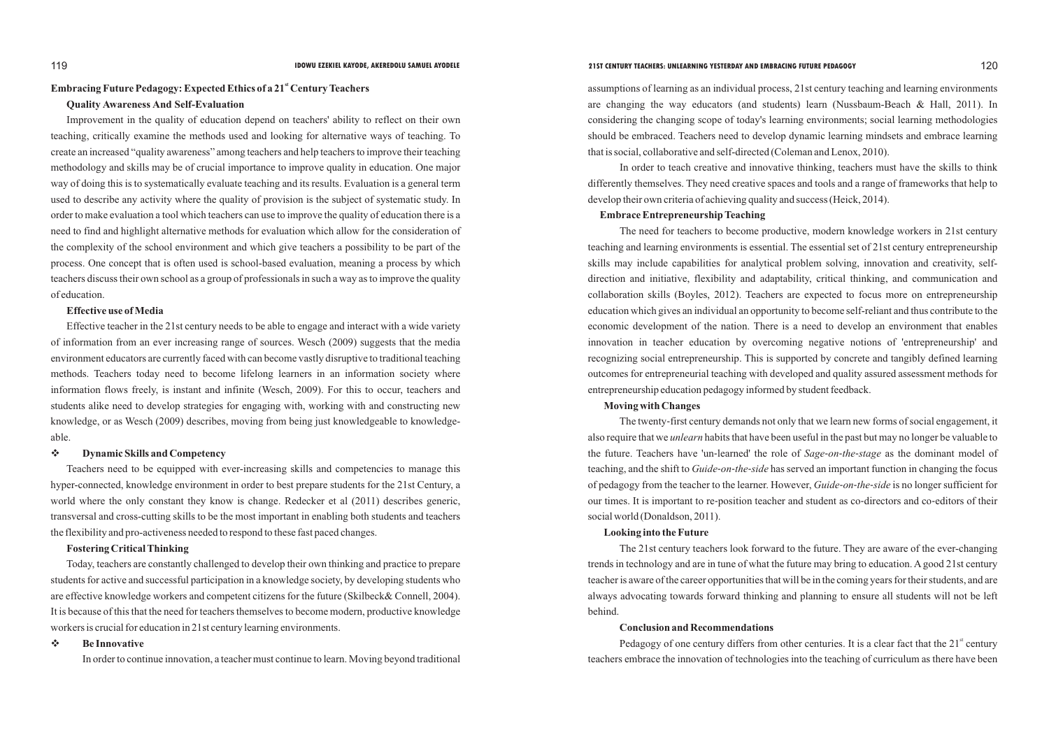## Embracing Future Pedagogy: Expected Ethics of a 21st Century Teachers

### Quality Awareness And Self-Evaluation

Improvement in the quality of education depend on teachers' ability to reflect on their own teaching, critically examine the methods used and looking for alternative ways of teaching. To create an increased "quality awareness" among teachers and help teachers to improve their teaching methodology and skills may be of crucial importance to improve quality in education. One major way of doing this is to systematically evaluate teaching and its results. Evaluation is a general term used to describe any activity where the quality of provision is the subject of systematic study. In order to make evaluation a tool which teachers can use to improve the quality of education there is a need to find and highlight alternative methods for evaluation which allow for the consideration of the complexity of the school environment and which give teachers a possibility to be part of the process. One concept that is often used is school-based evaluation, meaning a process by which teachers discuss their own school as a group of professionals in such a way as to improve the quality of education.

### Effective use of Media

Effective teacher in the 21st century needs to be able to engage and interact with a wide variety of information from an ever increasing range of sources. Wesch (2009) suggests that the media environment educators are currently faced with can become vastly disruptive to traditional teaching methods. Teachers today need to become lifelong learners in an information society where information flows freely, is instant and infinite (Wesch, 2009). For this to occur, teachers and students alike need to develop strategies for engaging with, working with and constructing new knowledge, or as Wesch (2009) describes, moving from being just knowledgeable to knowledge-able.

### Dynamic Skills and Competency

Teachers need to be equipped with ever-increasing skills and competencies to manage this hyper-connected, knowledge environment in order to best prepare students for the 21st Century, a world where the only constant they know is change. Redecker et al (2011) describes generic, transversal and cross-cutting skills to be the most important in enabling both students and teachers the flexibility and pro-activeness needed to respond to these fast paced changes.

### Fostering Critical Thinking

Today, teachers are constantly challenged to develop their own thinking and practice to prepare students for active and successful participation in a knowledge society, by developing students who are effective knowledge workers and competent citizens for the future (Skilbeck& Connell, 2004). It is because of this that the need for teachers themselves to become modern, productive knowledge workers is crucial for education in 21st century learning environments.

### Be Innovative

In order to continue innovation, a teacher must continue to learn. Moving beyond traditional assumptions of learning as an individual process, 21st century teaching and learning environments are changing the way educators (and students) learn (Nussbaum-Beach & Hall, 2011). In considering the changing scope of today's learning environments; social learning methodologies should be embraced. Teachers need to develop dynamic learning mindsets and embrace learning that is social, collaborative and self-directed (Coleman and Lenox, 2010).

In order to teach creative and innovative thinking, teachers must have the skills to think differently themselves. They need creative spaces and tools and a range of frameworks that help to develop their own criteria of achieving quality and success (Heick, 2014).

### Embrace Entrepreneurship Teaching

The need for teachers to become productive, modern knowledge workers in 21st century teaching and learning environments is essential. The essential set of 21st century entrepreneurship skills may include capabilities for analytical problem solving, innovation and creativity, self-direction and initiative, flexibility and adaptability, critical thinking, and communication and collaboration skills (Boyles, 2012). Teachers are expected to focus more on entrepreneurship education which gives an individual an opportunity to become self-reliant and thus contribute to the economic development of the nation. There is a need to develop an environment that enables innovation in teacher education by overcoming negative notions of 'entrepreneurship' and recognizing social entrepreneurship. This is supported by concrete and tangibly defined learning outcomes for entrepreneurial teaching with developed and quality assured assessment methods for entrepreneurship education pedagogy informed by student feedback.

### Moving with Changes

The twenty-first century demands not only that we learn new forms of social engagement, it also require that we *unlearn* habits that have been useful in the past but may no longer be valuable to the future. Teachers have 'un-learned' the role of *Sage-on-the-stage* as the dominant model of teaching, and the shift to *Guide-on-the-side* has served an important function in changing the focus of pedagogy from the teacher to the learner. However, *Guide-on-the-side* is no longer sufficient for our times. It is important to re-position teacher and student as co-directors and co-editors of their social world (Donaldson, 2011).

### Looking into the Future

The 21st century teachers look forward to the future. They are aware of the ever-changing trends in technology and are in tune of what the future may bring to education. A good 21st century teacher is aware of the career opportunities that will be in the coming years for their students, and are always advocating towards forward thinking and planning to ensure all students will not be left behind.

## Conclusion and Recommendations

Pedagogy of one century differs from other centuries. It is a clear fact that the 21st century teachers embrace the innovation of technologies into the teaching of curriculum as there have been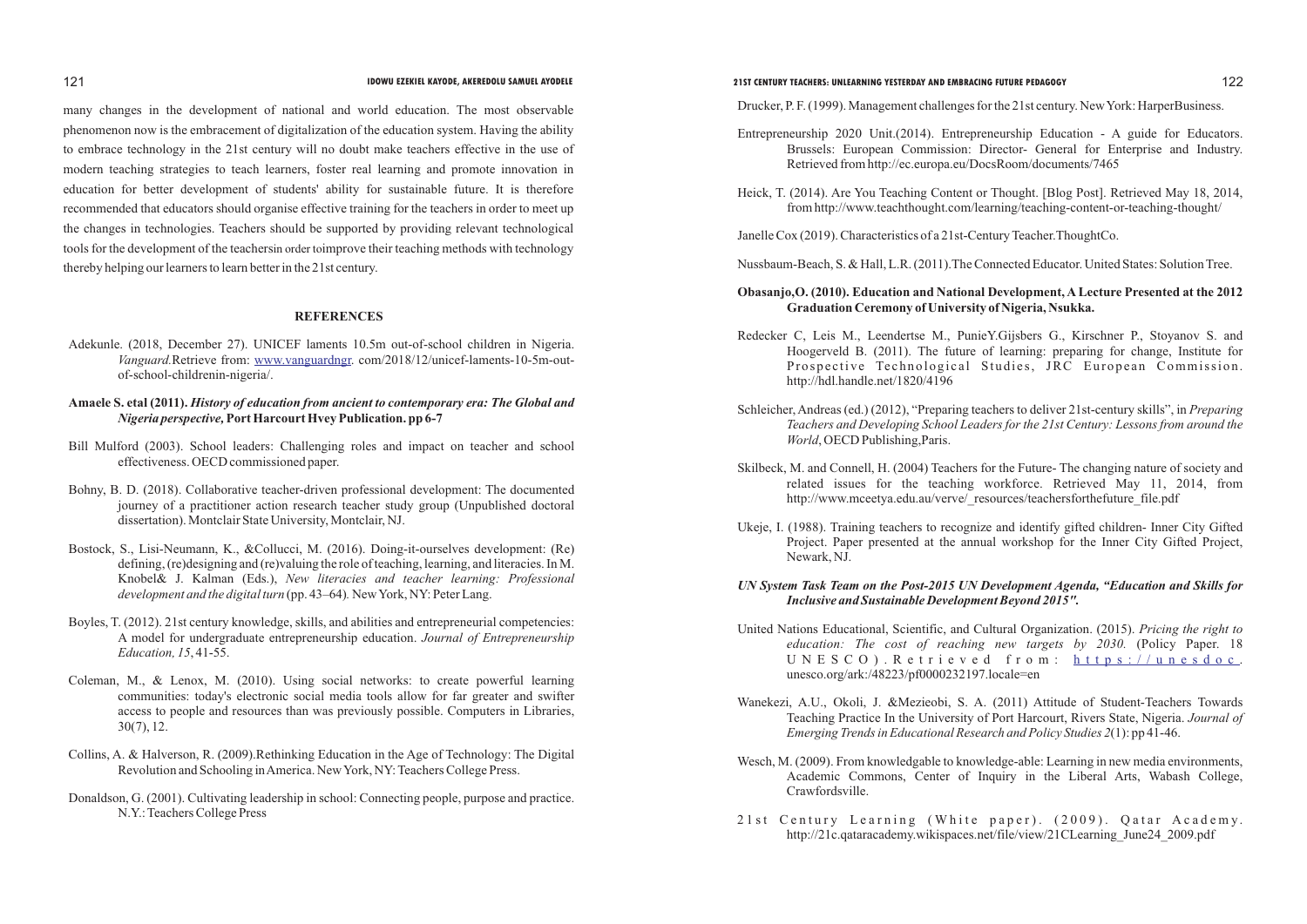many changes in the development of national and world education. The most observable phenomenon now is the embracement of digitalization of the education system. Having the ability to embrace technology in the 21st century will no doubt make teachers effective in the use of modern teaching strategies to teach learners, foster real learning and promote innovation in education for better development of students' ability for sustainable future. It is therefore recommended that educators should organise effective training for the teachers in order to meet up the changes in technologies. Teachers should be supported by providing relevant technological tools for the development of the teachersin order toimprove their teaching methods with technology thereby helping our learners to learn better in the 21st century.

## REFERENCES

Adekunle. (2018, December 27). UNICEF laments 10.5m out-of-school children in Nigeria. *Vanguard.*Retrieve from: www.vanguardngr. com/2018/12/unicef-laments-10-5m-out-of-school-childrenin-nigeria/.

**Amaele S. etal (2011).** ***History of education from ancient to contemporary era: The Global and Nigeria perspective,*** **Port Harcourt Hvey Publication. pp 6-7**

Bill Mulford (2003). School leaders: Challenging roles and impact on teacher and school effectiveness. OECD commissioned paper.

Bohny, B. D. (2018). Collaborative teacher-driven professional development: The documented journey of a practitioner action research teacher study group (Unpublished doctoral dissertation). Montclair State University, Montclair, NJ.

Bostock, S., Lisi-Neumann, K., &Collucci, M. (2016). Doing-it-ourselves development: (Re) defining, (re)designing and (re)valuing the role of teaching, learning, and literacies. In M. Knobel& J. Kalman (Eds.), *New literacies and teacher learning: Professional development and the digital turn* (pp. 43–64)*.* New York, NY: Peter Lang.

Boyles, T. (2012). 21st century knowledge, skills, and abilities and entrepreneurial competencies: A model for undergraduate entrepreneurship education. *Journal of Entrepreneurship Education, 15*, 41-55.

Coleman, M., & Lenox, M. (2010). Using social networks: to create powerful learning communities: today's electronic social media tools allow for far greater and swifter access to people and resources than was previously possible. Computers in Libraries, 30(7), 12.

Collins, A. & Halverson, R. (2009).Rethinking Education in the Age of Technology: The Digital Revolution and Schooling in America. New York, NY: Teachers College Press.

Donaldson, G. (2001). Cultivating leadership in school: Connecting people, purpose and practice. N.Y.: Teachers College Press

Drucker, P. F. (1999). Management challenges for the 21st century. New York: HarperBusiness.

Entrepreneurship 2020 Unit.(2014). Entrepreneurship Education - A guide for Educators. Brussels: European Commission: Director- General for Enterprise and Industry. Retrieved from http://ec.europa.eu/DocsRoom/documents/7465

Heick, T. (2014). Are You Teaching Content or Thought. [Blog Post]. Retrieved May 18, 2014, from http://www.teachthought.com/learning/teaching-content-or-teaching-thought/

Janelle Cox (2019). Characteristics of a 21st-Century Teacher.ThoughtCo.

Nussbaum-Beach, S. & Hall, L.R. (2011).The Connected Educator. United States: Solution Tree.

**Obasanjo,O. (2010). Education and National Development, A Lecture Presented at the 2012 Graduation Ceremony of University of Nigeria, Nsukka.**

Redecker C, Leis M., Leendertse M., PunieY.Gijsbers G., Kirschner P., Stoyanov S. and Hoogerveld B. (2011). The future of learning: preparing for change, Institute for Prospective Technological Studies, JRC European Commission. http://hdl.handle.net/1820/4196

Schleicher, Andreas (ed.) (2012), "Preparing teachers to deliver 21st-century skills", in *Preparing Teachers and Developing School Leaders for the 21st Century: Lessons from around the World*, OECD Publishing,Paris.

Skilbeck, M. and Connell, H. (2004) Teachers for the Future- The changing nature of society and related issues for the teaching workforce. Retrieved May 11, 2014, from http://www.mceetya.edu.au/verve/_resources/teachersforthefuture_file.pdf

Ukeje, I. (1988). Training teachers to recognize and identify gifted children- Inner City Gifted Project. Paper presented at the annual workshop for the Inner City Gifted Project, Newark, NJ.

***UN System Task Team on the Post-2015 UN Development Agenda, "Education and Skills for Inclusive and Sustainable Development Beyond 2015".***

United Nations Educational, Scientific, and Cultural Organization. (2015). *Pricing the right to education: The cost of reaching new targets by 2030.* (Policy Paper. 18 UNESCO). Retrieved from: https://unesdoc. unesco.org/ark:/48223/pf0000232197.locale=en

Wanekezi, A.U., Okoli, J. &Mezieobi, S. A. (2011) Attitude of Student-Teachers Towards Teaching Practice In the University of Port Harcourt, Rivers State, Nigeria. *Journal of Emerging Trends in Educational Research and Policy Studies 2*(1): pp 41-46.

Wesch, M. (2009). From knowledgable to knowledge-able: Learning in new media environments, Academic Commons, Center of Inquiry in the Liberal Arts, Wabash College, Crawfordsville.

21st Century Learning (White paper). (2009). Qatar Academy. http://21c.qataracademy.wikispaces.net/file/view/21CLearning_June24_2009.pdf